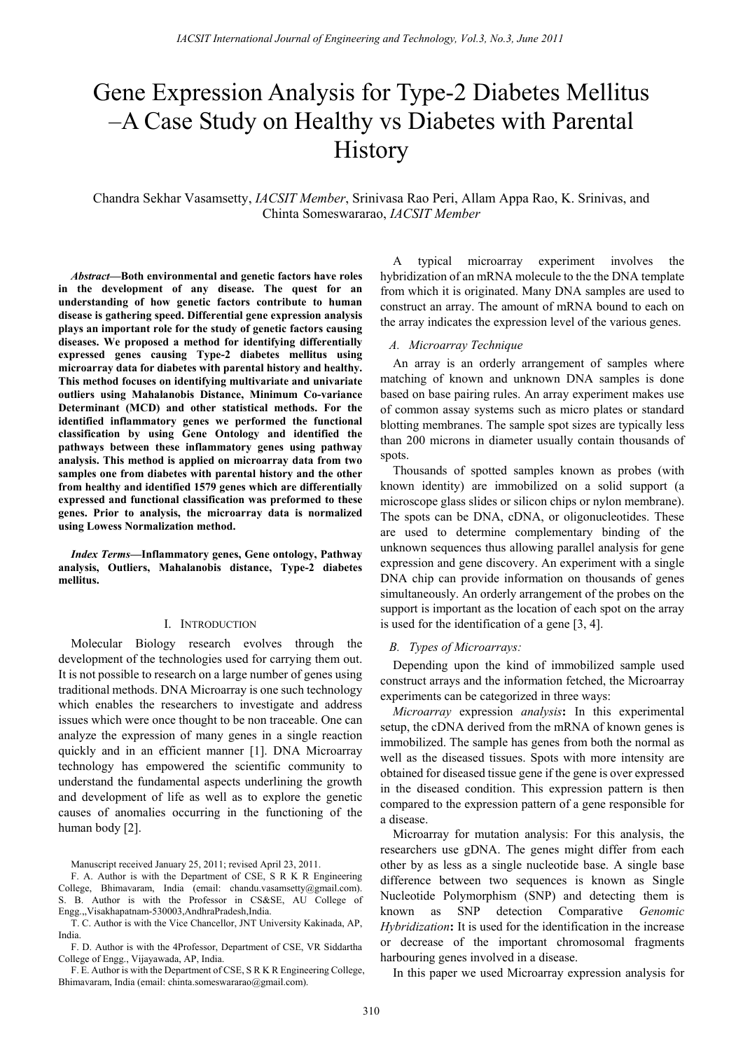# Gene Expression Analysis for Type-2 Diabetes Mellitus –A Case Study on Healthy vs Diabetes with Parental History

Chandra Sekhar Vasamsetty, *IACSIT Member*, Srinivasa Rao Peri, Allam Appa Rao, K. Srinivas, and Chinta Someswararao, *IACSIT Member*

***Abstract*—Both environmental and genetic factors have roles in the development of any disease. The quest for an understanding of how genetic factors contribute to human disease is gathering speed. Differential gene expression analysis plays an important role for the study of genetic factors causing diseases. We proposed a method for identifying differentially expressed genes causing Type-2 diabetes mellitus using microarray data for diabetes with parental history and healthy. This method focuses on identifying multivariate and univariate outliers using Mahalanobis Distance, Minimum Co-variance Determinant (MCD) and other statistical methods. For the identified inflammatory genes we performed the functional classification by using Gene Ontology and identified the pathways between these inflammatory genes using pathway analysis. This method is applied on microarray data from two samples one from diabetes with parental history and the other from healthy and identified 1579 genes which are differentially expressed and functional classification was preformed to these genes. Prior to analysis, the microarray data is normalized using Lowess Normalization method.**

***Index Terms*—Inflammatory genes, Gene ontology, Pathway analysis, Outliers, Mahalanobis distance, Type-2 diabetes mellitus.**

## I. Introduction

Molecular Biology research evolves through the development of the technologies used for carrying them out. It is not possible to research on a large number of genes using traditional methods. DNA Microarray is one such technology which enables the researchers to investigate and address issues which were once thought to be non traceable. One can analyze the expression of many genes in a single reaction quickly and in an efficient manner [1]. DNA Microarray technology has empowered the scientific community to understand the fundamental aspects underlining the growth and development of life as well as to explore the genetic causes of anomalies occurring in the functioning of the human body [2].

Manuscript received January 25, 2011; revised April 23, 2011.

F. A. Author is with the Department of CSE, S R K R Engineering College, Bhimavaram, India (email: chandu.vasamsetty@gmail.com). S. B. Author is with the Professor in CS&SE, AU College of Engg.,,Visakhapatnam-530003,AndhraPradesh,India.

T. C. Author is with the Vice Chancellor, JNT University Kakinada, AP, India.

F. D. Author is with the 4Professor, Department of CSE, VR Siddartha College of Engg., Vijayawada, AP, India.

F. E. Author is with the Department of CSE, S R K R Engineering College, Bhimavaram, India (email: chinta.someswararao@gmail.com).

A typical microarray experiment involves the hybridization of an mRNA molecule to the the DNA template from which it is originated. Many DNA samples are used to construct an array. The amount of mRNA bound to each on the array indicates the expression level of the various genes.

### *A. Microarray Technique*

An array is an orderly arrangement of samples where matching of known and unknown DNA samples is done based on base pairing rules. An array experiment makes use of common assay systems such as micro plates or standard blotting membranes. The sample spot sizes are typically less than 200 microns in diameter usually contain thousands of spots.

Thousands of spotted samples known as probes (with known identity) are immobilized on a solid support (a microscope glass slides or silicon chips or nylon membrane). The spots can be DNA, cDNA, or oligonucleotides. These are used to determine complementary binding of the unknown sequences thus allowing parallel analysis for gene expression and gene discovery. An experiment with a single DNA chip can provide information on thousands of genes simultaneously. An orderly arrangement of the probes on the support is important as the location of each spot on the array is used for the identification of a gene [3, 4].

### *B. Types of Microarrays:*

Depending upon the kind of immobilized sample used construct arrays and the information fetched, the Microarray experiments can be categorized in three ways:

*Microarray* expression *analysis***:** In this experimental setup, the cDNA derived from the mRNA of known genes is immobilized. The sample has genes from both the normal as well as the diseased tissues. Spots with more intensity are obtained for diseased tissue gene if the gene is over expressed in the diseased condition. This expression pattern is then compared to the expression pattern of a gene responsible for a disease.

Microarray for mutation analysis: For this analysis, the researchers use gDNA. The genes might differ from each other by as less as a single nucleotide base. A single base difference between two sequences is known as Single Nucleotide Polymorphism (SNP) and detecting them is known as SNP detection Comparative *Genomic Hybridization***:** It is used for the identification in the increase or decrease of the important chromosomal fragments harbouring genes involved in a disease.

In this paper we used Microarray expression analysis for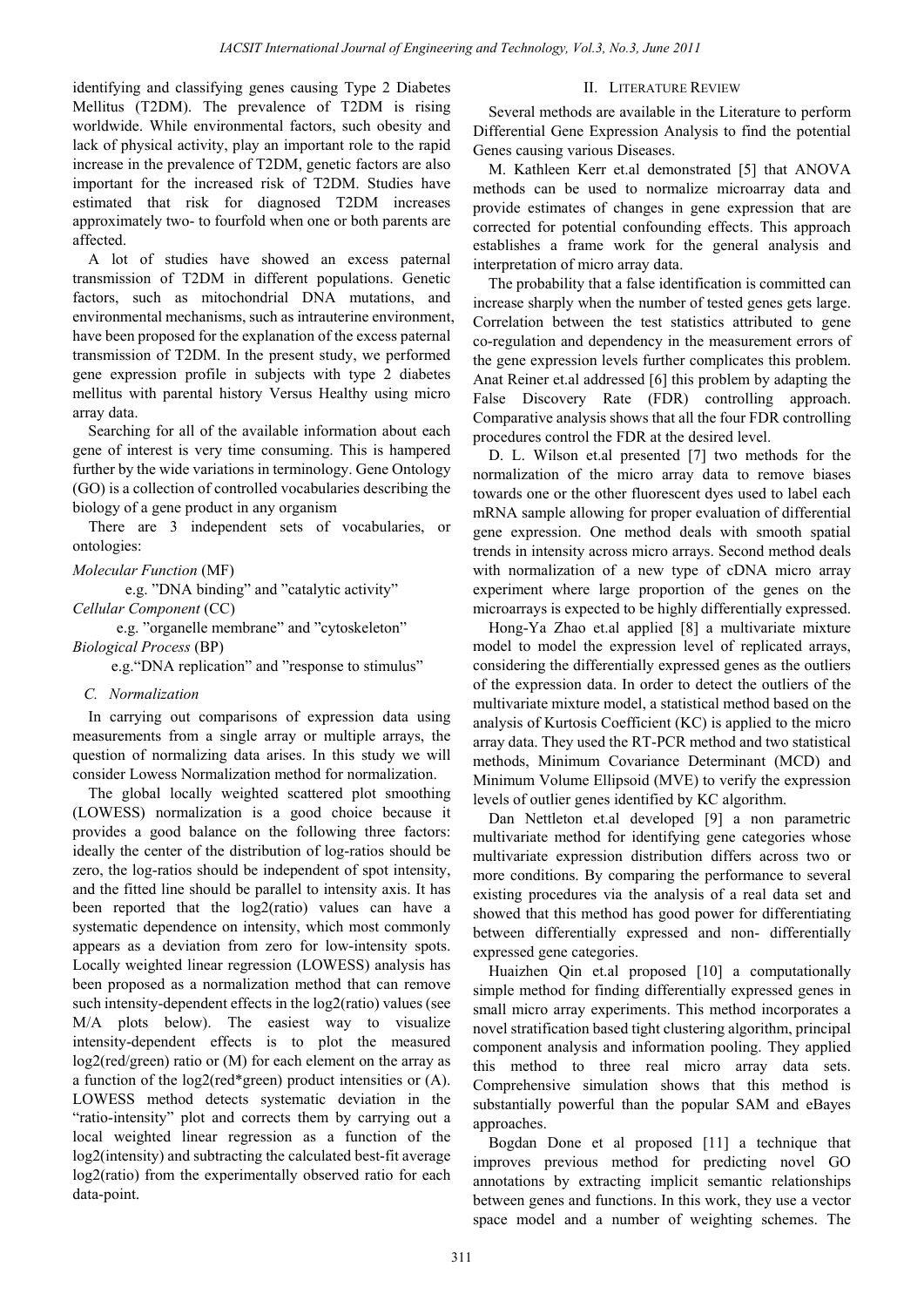identifying and classifying genes causing Type 2 Diabetes Mellitus (T2DM). The prevalence of T2DM is rising worldwide. While environmental factors, such obesity and lack of physical activity, play an important role to the rapid increase in the prevalence of T2DM, genetic factors are also important for the increased risk of T2DM. Studies have estimated that risk for diagnosed T2DM increases approximately two- to fourfold when one or both parents are affected.

A lot of studies have showed an excess paternal transmission of T2DM in different populations. Genetic factors, such as mitochondrial DNA mutations, and environmental mechanisms, such as intrauterine environment, have been proposed for the explanation of the excess paternal transmission of T2DM. In the present study, we performed gene expression profile in subjects with type 2 diabetes mellitus with parental history Versus Healthy using micro array data.

Searching for all of the available information about each gene of interest is very time consuming. This is hampered further by the wide variations in terminology. Gene Ontology (GO) is a collection of controlled vocabularies describing the biology of a gene product in any organism

There are 3 independent sets of vocabularies, or ontologies:

*Molecular Function* (MF)

e.g. "DNA binding" and "catalytic activity"

*Cellular Component* (CC)

e.g. "organelle membrane" and "cytoskeleton"

*Biological Process* (BP)

e.g. "DNA replication" and "response to stimulus"

### *C. Normalization*

In carrying out comparisons of expression data using measurements from a single array or multiple arrays, the question of normalizing data arises. In this study we will consider Lowess Normalization method for normalization.

The global locally weighted scattered plot smoothing (LOWESS) normalization is a good choice because it provides a good balance on the following three factors: ideally the center of the distribution of log-ratios should be zero, the log-ratios should be independent of spot intensity, and the fitted line should be parallel to intensity axis. It has been reported that the log2(ratio) values can have a systematic dependence on intensity, which most commonly appears as a deviation from zero for low-intensity spots. Locally weighted linear regression (LOWESS) analysis has been proposed as a normalization method that can remove such intensity-dependent effects in the log2(ratio) values (see M/A plots below). The easiest way to visualize intensity-dependent effects is to plot the measured log2(red/green) ratio or (M) for each element on the array as a function of the log2(red*green) product intensities or (A). LOWESS method detects systematic deviation in the "ratio-intensity" plot and corrects them by carrying out a local weighted linear regression as a function of the log2(intensity) and subtracting the calculated best-fit average log2(ratio) from the experimentally observed ratio for each data-point.

## II. Literature Review

Several methods are available in the Literature to perform Differential Gene Expression Analysis to find the potential Genes causing various Diseases.

M. Kathleen Kerr et.al demonstrated [5] that ANOVA methods can be used to normalize microarray data and provide estimates of changes in gene expression that are corrected for potential confounding effects. This approach establishes a frame work for the general analysis and interpretation of micro array data.

The probability that a false identification is committed can increase sharply when the number of tested genes gets large. Correlation between the test statistics attributed to gene co-regulation and dependency in the measurement errors of the gene expression levels further complicates this problem. Anat Reiner et.al addressed [6] this problem by adapting the False Discovery Rate (FDR) controlling approach. Comparative analysis shows that all the four FDR controlling procedures control the FDR at the desired level.

D. L. Wilson et.al presented [7] two methods for the normalization of the micro array data to remove biases towards one or the other fluorescent dyes used to label each mRNA sample allowing for proper evaluation of differential gene expression. One method deals with smooth spatial trends in intensity across micro arrays. Second method deals with normalization of a new type of cDNA micro array experiment where large proportion of the genes on the microarrays is expected to be highly differentially expressed.

Hong-Ya Zhao et.al applied [8] a multivariate mixture model to model the expression level of replicated arrays, considering the differentially expressed genes as the outliers of the expression data. In order to detect the outliers of the multivariate mixture model, a statistical method based on the analysis of Kurtosis Coefficient (KC) is applied to the micro array data. They used the RT-PCR method and two statistical methods, Minimum Covariance Determinant (MCD) and Minimum Volume Ellipsoid (MVE) to verify the expression levels of outlier genes identified by KC algorithm.

Dan Nettleton et.al developed [9] a non parametric multivariate method for identifying gene categories whose multivariate expression distribution differs across two or more conditions. By comparing the performance to several existing procedures via the analysis of a real data set and showed that this method has good power for differentiating between differentially expressed and non- differentially expressed gene categories.

Huaizhen Qin et.al proposed [10] a computationally simple method for finding differentially expressed genes in small micro array experiments. This method incorporates a novel stratification based tight clustering algorithm, principal component analysis and information pooling. They applied this method to three real micro array data sets. Comprehensive simulation shows that this method is substantially powerful than the popular SAM and eBayes approaches.

Bogdan Done et al proposed [11] a technique that improves previous method for predicting novel GO annotations by extracting implicit semantic relationships between genes and functions. In this work, they use a vector space model and a number of weighting schemes. The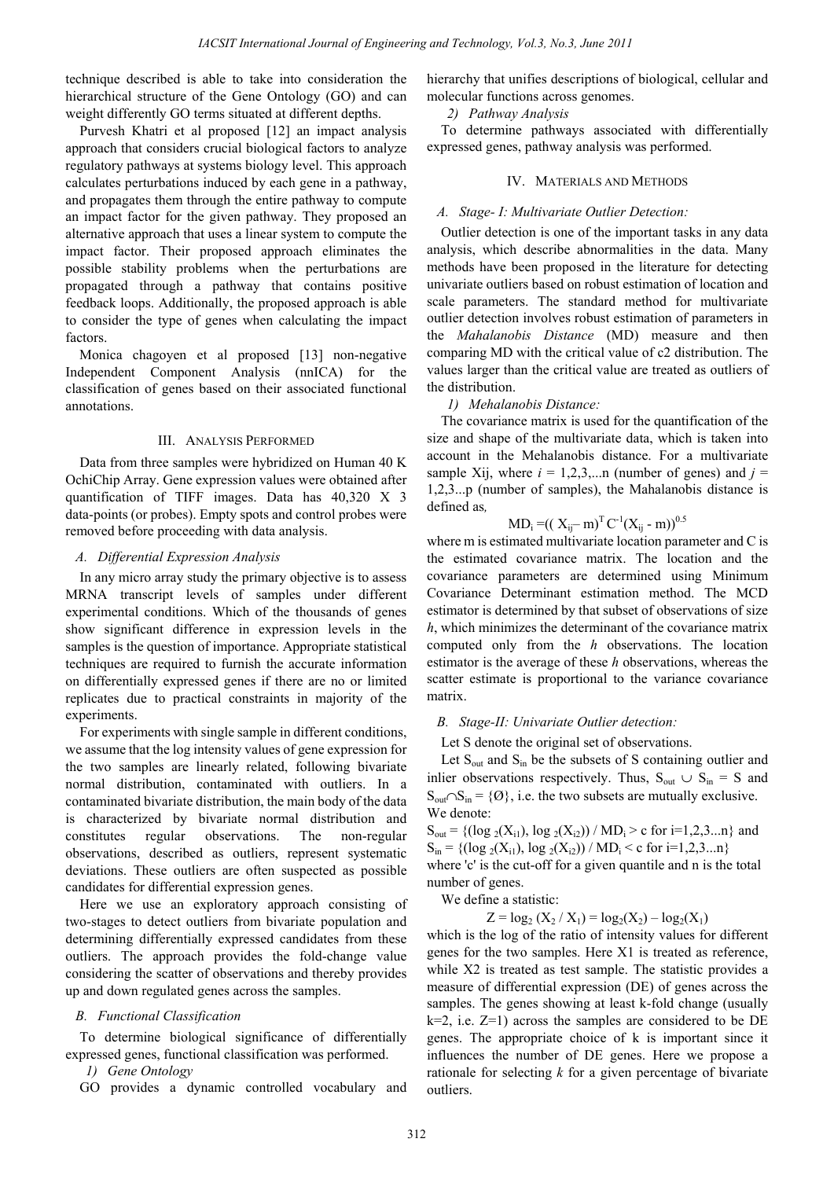technique described is able to take into consideration the hierarchical structure of the Gene Ontology (GO) and can weight differently GO terms situated at different depths.

Purvesh Khatri et al proposed [12] an impact analysis approach that considers crucial biological factors to analyze regulatory pathways at systems biology level. This approach calculates perturbations induced by each gene in a pathway, and propagates them through the entire pathway to compute an impact factor for the given pathway. They proposed an alternative approach that uses a linear system to compute the impact factor. Their proposed approach eliminates the possible stability problems when the perturbations are propagated through a pathway that contains positive feedback loops. Additionally, the proposed approach is able to consider the type of genes when calculating the impact factors.

Monica chagoyen et al proposed [13] non-negative Independent Component Analysis (nnICA) for the classification of genes based on their associated functional annotations.

## III. Analysis Performed

Data from three samples were hybridized on Human 40 K OchiChip Array. Gene expression values were obtained after quantification of TIFF images. Data has 40,320 X 3 data-points (or probes). Empty spots and control probes were removed before proceeding with data analysis.

### A. Differential Expression Analysis

In any micro array study the primary objective is to assess MRNA transcript levels of samples under different experimental conditions. Which of the thousands of genes show significant difference in expression levels in the samples is the question of importance. Appropriate statistical techniques are required to furnish the accurate information on differentially expressed genes if there are no or limited replicates due to practical constraints in majority of the experiments.

For experiments with single sample in different conditions, we assume that the log intensity values of gene expression for the two samples are linearly related, following bivariate normal distribution, contaminated with outliers. In a contaminated bivariate distribution, the main body of the data is characterized by bivariate normal distribution and constitutes regular observations. The non-regular observations, described as outliers, represent systematic deviations. These outliers are often suspected as possible candidates for differential expression genes.

Here we use an exploratory approach consisting of two-stages to detect outliers from bivariate population and determining differentially expressed candidates from these outliers. The approach provides the fold-change value considering the scatter of observations and thereby provides up and down regulated genes across the samples.

### B. Functional Classification

To determine biological significance of differentially expressed genes, functional classification was performed.

#### 1) Gene Ontology

GO provides a dynamic controlled vocabulary and hierarchy that unifies descriptions of biological, cellular and molecular functions across genomes.

#### 2) Pathway Analysis

To determine pathways associated with differentially expressed genes, pathway analysis was performed.

## IV. Materials and Methods

### A. Stage- I: Multivariate Outlier Detection:

Outlier detection is one of the important tasks in any data analysis, which describe abnormalities in the data. Many methods have been proposed in the literature for detecting univariate outliers based on robust estimation of location and scale parameters. The standard method for multivariate outlier detection involves robust estimation of parameters in the *Mahalanobis Distance* (MD) measure and then comparing MD with the critical value of c2 distribution. The values larger than the critical value are treated as outliers of the distribution.

#### 1) Mehalanobis Distance:

The covariance matrix is used for the quantification of the size and shape of the multivariate data, which is taken into account in the Mehalanobis distance. For a multivariate sample $X_{ij}$, where $i$ = 1,2,3,...n (number of genes) and $j$ = 1,2,3...p (number of samples), the Mahalanobis distance is defined as,

$$MD_i = ((X_{ij} - m)^T C^{-1} (X_{ij} - m))^{0.5}$$

where m is estimated multivariate location parameter and C is the estimated covariance matrix. The location and the covariance parameters are determined using Minimum Covariance Determinant estimation method. The MCD estimator is determined by that subset of observations of size *h*, which minimizes the determinant of the covariance matrix computed only from the *h* observations. The location estimator is the average of these *h* observations, whereas the scatter estimate is proportional to the variance covariance matrix.

### B. Stage-II: Univariate Outlier detection:

Let S denote the original set of observations.

Let $S_{out}$ and $S_{in}$ be the subsets of S containing outlier and inlier observations respectively. Thus, $S_{out} \cup S_{in} = S$ and $S_{out} \cap S_{in} = \{\emptyset\}$, i.e. the two subsets are mutually exclusive. We denote:

$S_{out} = \{(\log_2(X_{i1}), \log_2(X_{i2})) / MD_i > c$ for i=1,2,3...n$\}$ and
$S_{in} = \{(\log_2(X_{i1}), \log_2(X_{i2})) / MD_i < c$ for i=1,2,3...n$\}$
where 'c' is the cut-off for a given quantile and n is the total number of genes.

We define a statistic:

$$Z = \log_2 (X_2 / X_1) = \log_2(X_2) - \log_2(X_1)$$

which is the log of the ratio of intensity values for different genes for the two samples. Here X1 is treated as reference, while X2 is treated as test sample. The statistic provides a measure of differential expression (DE) of genes across the samples. The genes showing at least k-fold change (usually k=2, i.e. Z=1) across the samples are considered to be DE genes. The appropriate choice of k is important since it influences the number of DE genes. Here we propose a rationale for selecting *k* for a given percentage of bivariate outliers.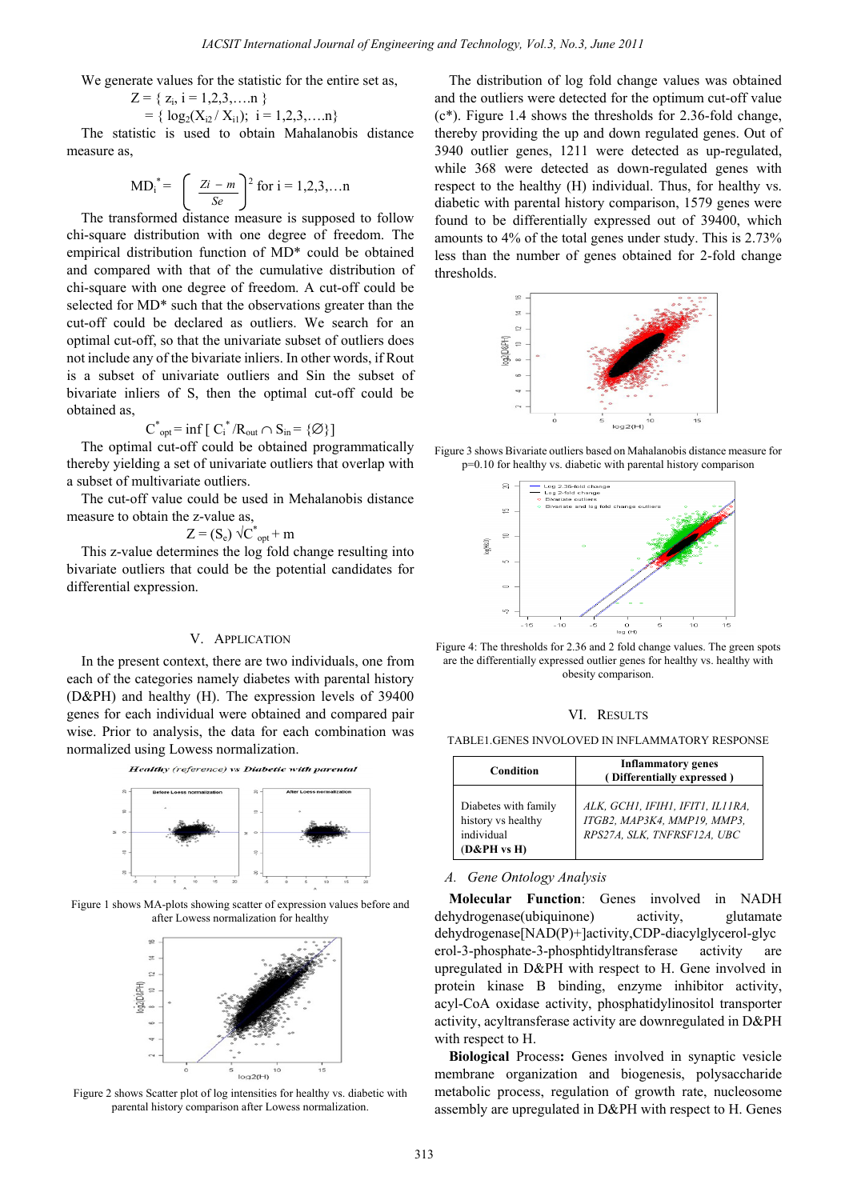We generate values for the statistic for the entire set as,

$$Z = \{ z_i, i = 1,2,3,\ldots.n \}$$
$$= \{ \log_2(X_{i2} / X_{i1});\ i = 1,2,3,\ldots.n\}$$

The statistic is used to obtain Mahalanobis distance measure as,

$$MD_i^* = \left( \frac{Z_i - m}{Se} \right)^2 \text{ for } i = 1,2,3,\ldots n$$

The transformed distance measure is supposed to follow chi-square distribution with one degree of freedom. The empirical distribution function of MD* could be obtained and compared with that of the cumulative distribution of chi-square with one degree of freedom. A cut-off could be selected for MD* such that the observations greater than the cut-off could be declared as outliers. We search for an optimal cut-off, so that the univariate subset of outliers does not include any of the bivariate inliers. In other words, if Rout is a subset of univariate outliers and Sin the subset of bivariate inliers of S, then the optimal cut-off could be obtained as,

$$C^*_{opt} = \inf [\ C_i^* / R_{out} \cap S_{in} = \{\varnothing\}]$$

The optimal cut-off could be obtained programmatically thereby yielding a set of univariate outliers that overlap with a subset of multivariate outliers.

The cut-off value could be used in Mehalanobis distance measure to obtain the z-value as,

$$Z = (S_e) \sqrt{C^*_{opt}} + m$$

This z-value determines the log fold change resulting into bivariate outliers that could be the potential candidates for differential expression.

## V. Application

In the present context, there are two individuals, one from each of the categories namely diabetes with parental history (D&PH) and healthy (H). The expression levels of 39400 genes for each individual were obtained and compared pair wise. Prior to analysis, the data for each combination was normalized using Lowess normalization.

*Healthy (reference) vs Diabetic with parental*

Before Loess normalization

After Loess normalization

Figure 1 shows MA-plots showing scatter of expression values before and after Lowess normalization for healthy

log2(D&PH)

log2(H)

Figure 2 shows Scatter plot of log intensities for healthy vs. diabetic with parental history comparison after Lowess normalization.

The distribution of log fold change values was obtained and the outliers were detected for the optimum cut-off value (c*). Figure 1.4 shows the thresholds for 2.36-fold change, thereby providing the up and down regulated genes. Out of 3940 outlier genes, 1211 were detected as up-regulated, while 368 were detected as down-regulated genes with respect to the healthy (H) individual. Thus, for healthy vs. diabetic with parental history comparison, 1579 genes were found to be differentially expressed out of 39400, which amounts to 4% of the total genes under study. This is 2.73% less than the number of genes obtained for 2-fold change thresholds.

log2(D&PH)

log2(H)

Figure 3 shows Bivariate outliers based on Mahalanobis distance measure for p=0.10 for healthy vs. diabetic with parental history comparison

Log 2.36-fold change
Log 2-fold change
Bivariate outliers
Bivariate and log fold change outliers

log(H)

Figure 4: The thresholds for 2.36 and 2 fold change values. The green spots are the differentially expressed outlier genes for healthy vs. healthy with obesity comparison.

## VI. Results

TABLE1.GENES INVOLOVED IN INFLAMMATORY RESPONSE

| Condition | Inflammatory genes ( Differentially expressed ) |
|---|---|
| Diabetes with family history vs healthy individual **(D&PH vs H)** | *ALK, GCH1, IFIH1, IFIT1, IL11RA, ITGB2, MAP3K4, MMP19, MMP3, RPS27A, SLK, TNFRSF12A, UBC* |

### A. Gene Ontology Analysis

**Molecular Function**: Genes involved in NADH dehydrogenase(ubiquinone) activity, glutamate dehydrogenase[NAD(P)+]activity,CDP-diacylglycerol-glycerol-3-phosphate-3-phosphtidyltransferase activity are upregulated in D&PH with respect to H. Gene involved in protein kinase B binding, enzyme inhibitor activity, acyl-CoA oxidase activity, phosphatidylinositol transporter activity, acyltransferase activity are downregulated in D&PH with respect to H.

**Biological** Process**:** Genes involved in synaptic vesicle membrane organization and biogenesis, polysaccharide metabolic process, regulation of growth rate, nucleosome assembly are upregulated in D&PH with respect to H. Genes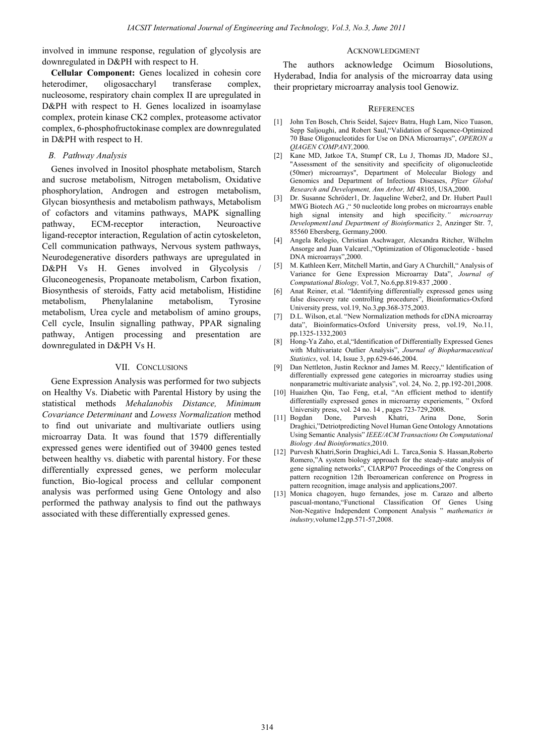involved in immune response, regulation of glycolysis are downregulated in D&PH with respect to H.

**Cellular Component:** Genes localized in cohesin core heterodimer, oligosaccharyl transferase complex, nucleosome, respiratory chain complex II are upregulated in D&PH with respect to H. Genes localized in isoamylase complex, protein kinase CK2 complex, proteasome activator complex, 6-phosphofructokinase complex are downregulated in D&PH with respect to H.

### *B. Pathway Analysis*

Genes involved in Inositol phosphate metabolism, Starch and sucrose metabolism, Nitrogen metabolism, Oxidative phosphorylation, Androgen and estrogen metabolism, Glycan biosynthesis and metabolism pathways, Metabolism of cofactors and vitamins pathways, MAPK signalling pathway, ECM-receptor interaction, Neuroactive ligand-receptor interaction, Regulation of actin cytoskeleton, Cell communication pathways, Nervous system pathways, Neurodegenerative disorders pathways are upregulated in D&PH Vs H. Genes involved in Glycolysis / Gluconeogenesis, Propanoate metabolism, Carbon fixation, Biosynthesis of steroids, Fatty acid metabolism, Histidine metabolism, Phenylalanine metabolism, Tyrosine metabolism, Urea cycle and metabolism of amino groups, Cell cycle, Insulin signalling pathway, PPAR signaling pathway, Antigen processing and presentation are downregulated in D&PH Vs H.

## VII. Conclusions

Gene Expression Analysis was performed for two subjects on Healthy Vs. Diabetic with Parental History by using the statistical methods *Mehalanobis Distance, Minimum Covariance Determinant* and *Lowess Normalization* method to find out univariate and multivariate outliers using microarray Data. It was found that 1579 differentially expressed genes were identified out of 39400 genes tested between healthy vs. diabetic with parental history. For these differentially expressed genes, we perform molecular function, Bio-logical process and cellular component analysis was performed using Gene Ontology and also performed the pathway analysis to find out the pathways associated with these differentially expressed genes.

## Acknowledgment

The authors acknowledge Ocimum Biosolutions, Hyderabad, India for analysis of the microarray data using their proprietary microarray analysis tool Genowiz.

## References

[1] John Ten Bosch, Chris Seidel, Sajeev Batra, Hugh Lam, Nico Tuason, Sepp Saljoughi, and Robert Saul,"Validation of Sequence-Optimized 70 Base Oligonucleotides for Use on DNA Microarrays", *OPERON a QIAGEN COMPANY,*2000.

[2] Kane MD, Jatkoe TA, Stumpf CR, Lu J, Thomas JD, Madore SJ., "Assessment of the sensitivity and specificity of oligonucleotide (50mer) microarrays", Department of Molecular Biology and Genomics and Department of Infectious Diseases, *Pfizer Global Research and Development, Ann Arbor, MI* 48105, USA,2000.

[3] Dr. Susanne Schröder1, Dr. Jaqueline Weber2, and Dr. Hubert Paul1 MWG Biotech AG ," 50 nucleotide long probes on microarrays enable high signal intensity and high specificity.*" microarray Development1and Department of Bioinformatics* 2, Anzinger Str. 7, 85560 Ebersberg, Germany,2000.

[4] Angela Relogio, Christian Aschwager, Alexandra Ritcher, Wilhelm Ansorge and Juan Valcarel.,"Optimization of Oligonucleotide - based DNA microarrays",2000.

[5] M. Kathleen Kerr, Mitchell Martin, and Gary A Churchill," Analysis of Variance for Gene Expression Microarray Data", *Journal of Computational Biology,* Vol.7, No.6,pp.819-837 ,2000 .

[6] Anat Reiner, et.al. "Identifying differentially expressed genes using false discovery rate controlling procedures", Bioinformatics-Oxford University press, vol.19, No.3,pp.368-375,2003.

[7] D.L. Wilson, et.al. "New Normalization methods for cDNA microarray data", Bioinformatics-Oxford University press, vol.19, No.11, pp.1325-1332,2003

[8] Hong-Ya Zaho, et.al,"Identification of Differentially Expressed Genes with Multivariate Outlier Analysis", *Journal of Biopharmaceutical Statistics*, vol. 14, Issue 3, pp.629-646,2004.

[9] Dan Nettleton, Justin Recknor and James M. Reecy," Identification of differentially expressed gene categories in microarray studies using nonparametric multivariate analysis", vol. 24, No. 2, pp.192-201,2008.

[10] Huaizhen Qin, Tao Feng, et.al, "An efficient method to identify differentially expressed genes in microarray experiements, " Oxford University press, vol. 24 no. 14 , pages 723-729,2008.

[11] Bogdan Done, Purvesh Khatri, Arina Done, Sorin Draghici,"Detriotpredicting Novel Human Gene Ontology Annotations Using Semantic Analysis" *IEEE/ACM Transactions On Computational Biology And Bioinformatics*,2010.

[12] Purvesh Khatri,Sorin Draghici,Adi L. Tarca,Sonia S. Hassan,Roberto Romero,"A system biology approach for the steady-state analysis of gene signaling networks", CIARP'07 Proceedings of the Congress on pattern recognition 12th Iberoamerican conference on Progress in pattern recognition, image analysis and applications,2007.

[13] Monica chagoyen, hugo fernandes, jose m. Carazo and alberto pascual-montano,"Functional Classification Of Genes Using Non-Negative Independent Component Analysis " *mathematics in industry,*volume12,pp.571-57,2008.